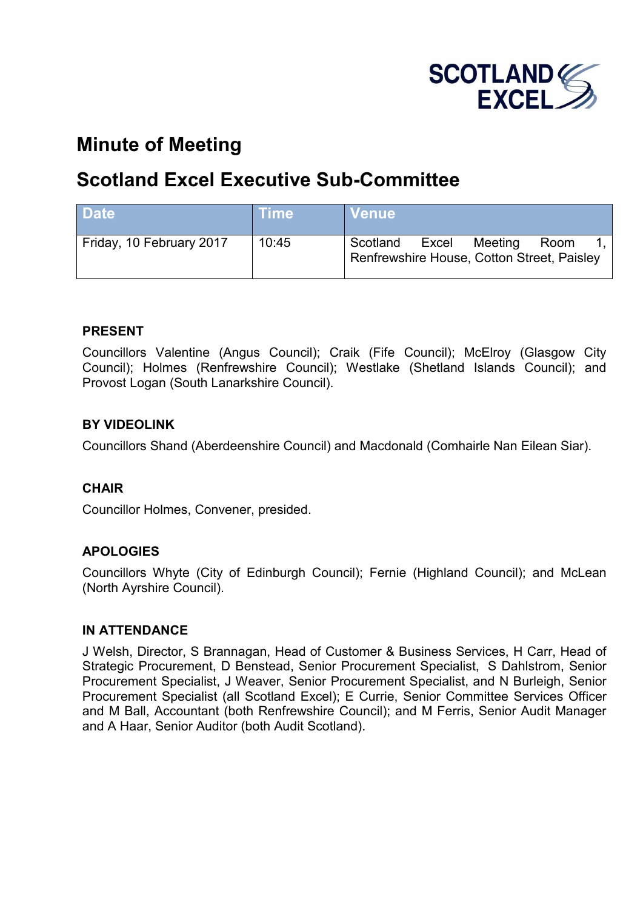SCOTLAND EXCEL

# Minute of Meeting

## Scotland Excel Executive Sub-Committee

| Date | Time | Venue |
|---|---|---|
| Friday, 10 February 2017 | 10:45 | Scotland Excel Meeting Room 1, Renfrewshire House, Cotton Street, Paisley |

### PRESENT

Councillors Valentine (Angus Council); Craik (Fife Council); McElroy (Glasgow City Council); Holmes (Renfrewshire Council); Westlake (Shetland Islands Council); and Provost Logan (South Lanarkshire Council).

### BY VIDEOLINK

Councillors Shand (Aberdeenshire Council) and Macdonald (Comhairle Nan Eilean Siar).

### CHAIR

Councillor Holmes, Convener, presided.

### APOLOGIES

Councillors Whyte (City of Edinburgh Council); Fernie (Highland Council); and McLean (North Ayrshire Council).

### IN ATTENDANCE

J Welsh, Director, S Brannagan, Head of Customer & Business Services, H Carr, Head of Strategic Procurement, D Benstead, Senior Procurement Specialist, S Dahlstrom, Senior Procurement Specialist, J Weaver, Senior Procurement Specialist, and N Burleigh, Senior Procurement Specialist (all Scotland Excel); E Currie, Senior Committee Services Officer and M Ball, Accountant (both Renfrewshire Council); and M Ferris, Senior Audit Manager and A Haar, Senior Auditor (both Audit Scotland).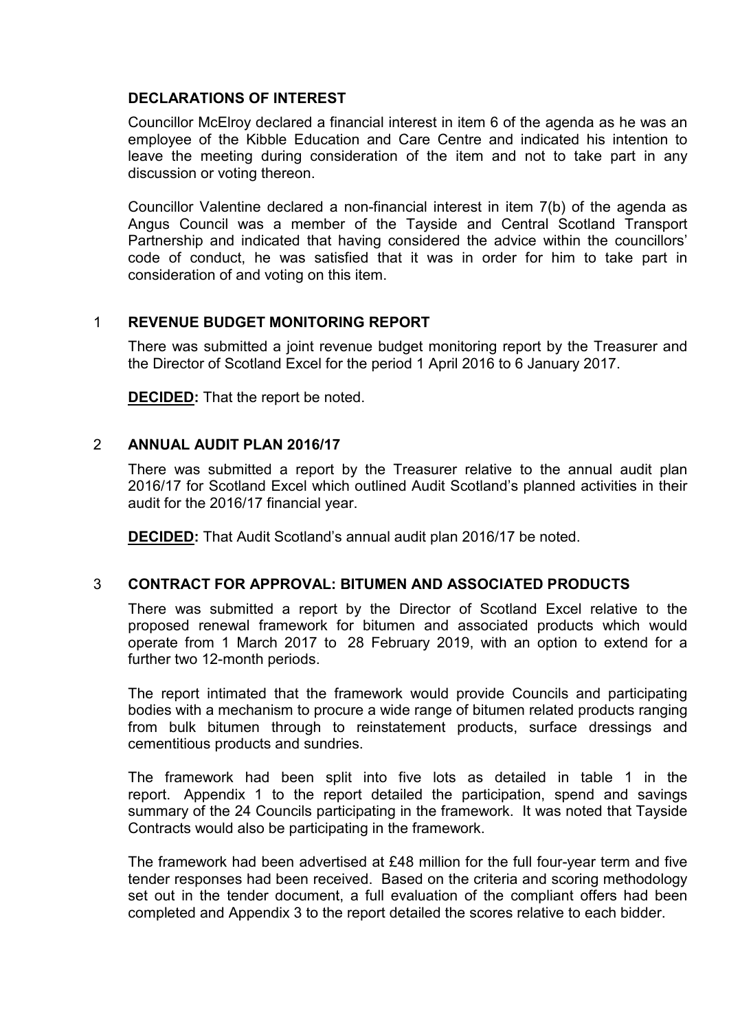## DECLARATIONS OF INTEREST

Councillor McElroy declared a financial interest in item 6 of the agenda as he was an employee of the Kibble Education and Care Centre and indicated his intention to leave the meeting during consideration of the item and not to take part in any discussion or voting thereon.

Councillor Valentine declared a non-financial interest in item 7(b) of the agenda as Angus Council was a member of the Tayside and Central Scotland Transport Partnership and indicated that having considered the advice within the councillors' code of conduct, he was satisfied that it was in order for him to take part in consideration of and voting on this item.

## 1 REVENUE BUDGET MONITORING REPORT

There was submitted a joint revenue budget monitoring report by the Treasurer and the Director of Scotland Excel for the period 1 April 2016 to 6 January 2017.

**DECIDED:** That the report be noted.

## 2 ANNUAL AUDIT PLAN 2016/17

There was submitted a report by the Treasurer relative to the annual audit plan 2016/17 for Scotland Excel which outlined Audit Scotland's planned activities in their audit for the 2016/17 financial year.

**DECIDED:** That Audit Scotland's annual audit plan 2016/17 be noted.

## 3 CONTRACT FOR APPROVAL: BITUMEN AND ASSOCIATED PRODUCTS

There was submitted a report by the Director of Scotland Excel relative to the proposed renewal framework for bitumen and associated products which would operate from 1 March 2017 to 28 February 2019, with an option to extend for a further two 12-month periods.

The report intimated that the framework would provide Councils and participating bodies with a mechanism to procure a wide range of bitumen related products ranging from bulk bitumen through to reinstatement products, surface dressings and cementitious products and sundries.

The framework had been split into five lots as detailed in table 1 in the report. Appendix 1 to the report detailed the participation, spend and savings summary of the 24 Councils participating in the framework. It was noted that Tayside Contracts would also be participating in the framework.

The framework had been advertised at £48 million for the full four-year term and five tender responses had been received. Based on the criteria and scoring methodology set out in the tender document, a full evaluation of the compliant offers had been completed and Appendix 3 to the report detailed the scores relative to each bidder.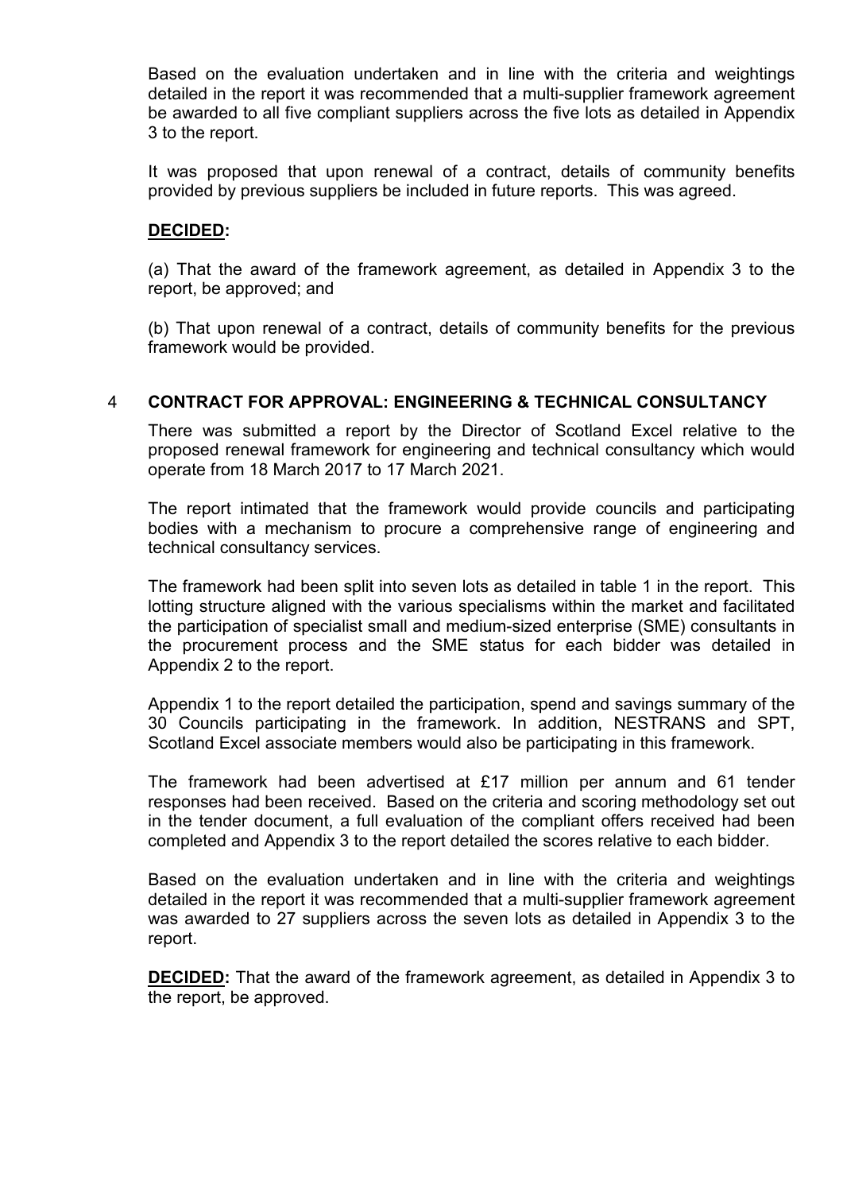Based on the evaluation undertaken and in line with the criteria and weightings detailed in the report it was recommended that a multi-supplier framework agreement be awarded to all five compliant suppliers across the five lots as detailed in Appendix 3 to the report.

It was proposed that upon renewal of a contract, details of community benefits provided by previous suppliers be included in future reports. This was agreed.

**DECIDED:**

(a) That the award of the framework agreement, as detailed in Appendix 3 to the report, be approved; and

(b) That upon renewal of a contract, details of community benefits for the previous framework would be provided.

## 4 CONTRACT FOR APPROVAL: ENGINEERING & TECHNICAL CONSULTANCY

There was submitted a report by the Director of Scotland Excel relative to the proposed renewal framework for engineering and technical consultancy which would operate from 18 March 2017 to 17 March 2021.

The report intimated that the framework would provide councils and participating bodies with a mechanism to procure a comprehensive range of engineering and technical consultancy services.

The framework had been split into seven lots as detailed in table 1 in the report. This lotting structure aligned with the various specialisms within the market and facilitated the participation of specialist small and medium-sized enterprise (SME) consultants in the procurement process and the SME status for each bidder was detailed in Appendix 2 to the report.

Appendix 1 to the report detailed the participation, spend and savings summary of the 30 Councils participating in the framework. In addition, NESTRANS and SPT, Scotland Excel associate members would also be participating in this framework.

The framework had been advertised at £17 million per annum and 61 tender responses had been received. Based on the criteria and scoring methodology set out in the tender document, a full evaluation of the compliant offers received had been completed and Appendix 3 to the report detailed the scores relative to each bidder.

Based on the evaluation undertaken and in line with the criteria and weightings detailed in the report it was recommended that a multi-supplier framework agreement was awarded to 27 suppliers across the seven lots as detailed in Appendix 3 to the report.

**DECIDED:** That the award of the framework agreement, as detailed in Appendix 3 to the report, be approved.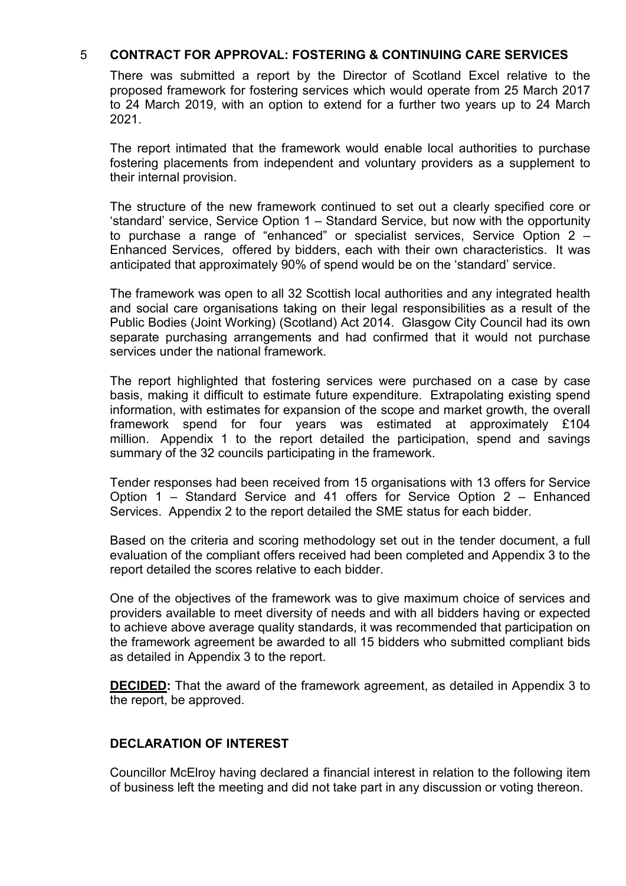## 5 CONTRACT FOR APPROVAL: FOSTERING & CONTINUING CARE SERVICES

There was submitted a report by the Director of Scotland Excel relative to the proposed framework for fostering services which would operate from 25 March 2017 to 24 March 2019, with an option to extend for a further two years up to 24 March 2021.

The report intimated that the framework would enable local authorities to purchase fostering placements from independent and voluntary providers as a supplement to their internal provision.

The structure of the new framework continued to set out a clearly specified core or 'standard' service, Service Option 1 – Standard Service, but now with the opportunity to purchase a range of "enhanced" or specialist services, Service Option 2 – Enhanced Services, offered by bidders, each with their own characteristics. It was anticipated that approximately 90% of spend would be on the 'standard' service.

The framework was open to all 32 Scottish local authorities and any integrated health and social care organisations taking on their legal responsibilities as a result of the Public Bodies (Joint Working) (Scotland) Act 2014. Glasgow City Council had its own separate purchasing arrangements and had confirmed that it would not purchase services under the national framework.

The report highlighted that fostering services were purchased on a case by case basis, making it difficult to estimate future expenditure. Extrapolating existing spend information, with estimates for expansion of the scope and market growth, the overall framework spend for four years was estimated at approximately £104 million. Appendix 1 to the report detailed the participation, spend and savings summary of the 32 councils participating in the framework.

Tender responses had been received from 15 organisations with 13 offers for Service Option 1 – Standard Service and 41 offers for Service Option 2 – Enhanced Services. Appendix 2 to the report detailed the SME status for each bidder.

Based on the criteria and scoring methodology set out in the tender document, a full evaluation of the compliant offers received had been completed and Appendix 3 to the report detailed the scores relative to each bidder.

One of the objectives of the framework was to give maximum choice of services and providers available to meet diversity of needs and with all bidders having or expected to achieve above average quality standards, it was recommended that participation on the framework agreement be awarded to all 15 bidders who submitted compliant bids as detailed in Appendix 3 to the report.

**DECIDED:** That the award of the framework agreement, as detailed in Appendix 3 to the report, be approved.

## DECLARATION OF INTEREST

Councillor McElroy having declared a financial interest in relation to the following item of business left the meeting and did not take part in any discussion or voting thereon.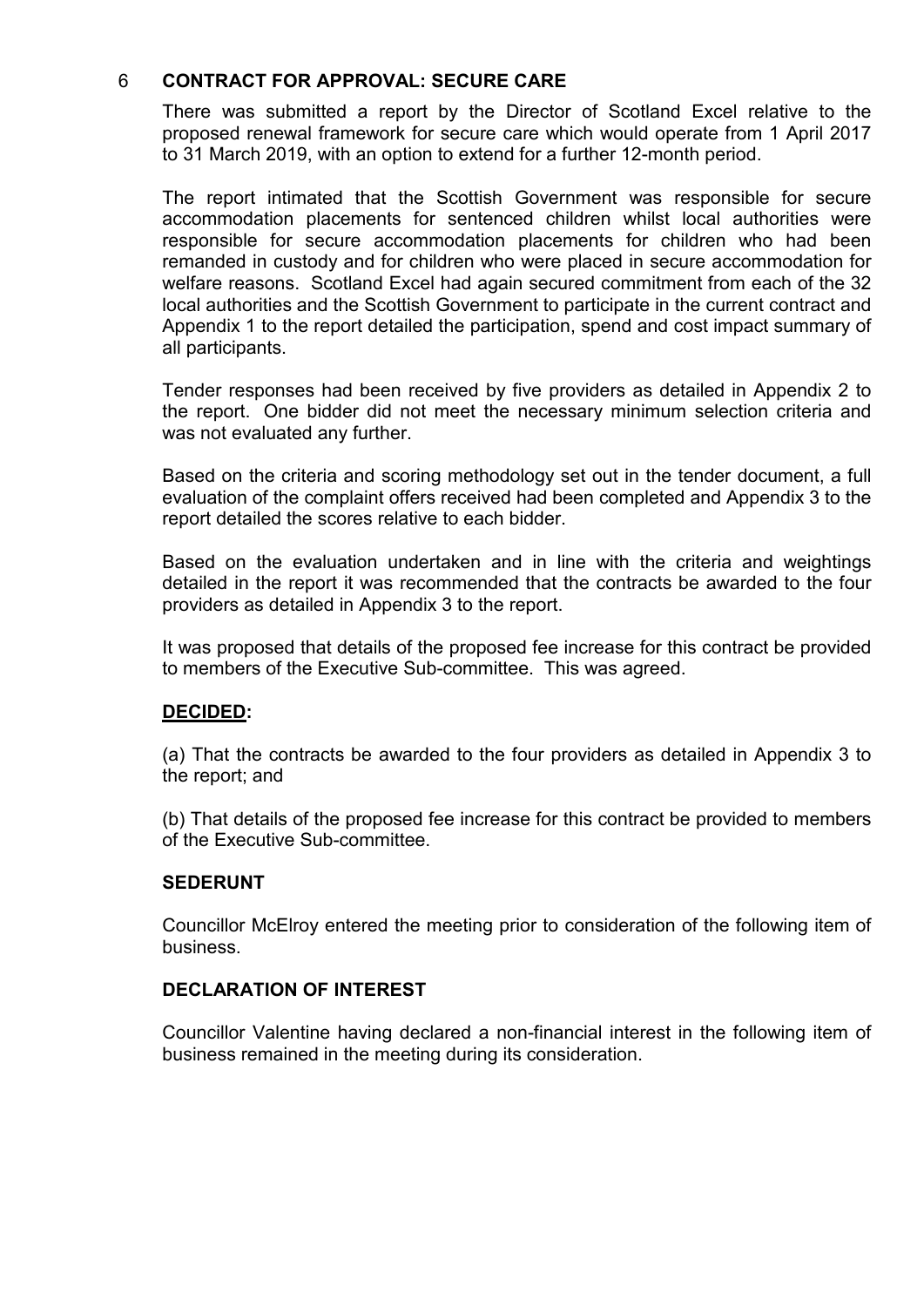## 6 CONTRACT FOR APPROVAL: SECURE CARE

There was submitted a report by the Director of Scotland Excel relative to the proposed renewal framework for secure care which would operate from 1 April 2017 to 31 March 2019, with an option to extend for a further 12-month period.

The report intimated that the Scottish Government was responsible for secure accommodation placements for sentenced children whilst local authorities were responsible for secure accommodation placements for children who had been remanded in custody and for children who were placed in secure accommodation for welfare reasons. Scotland Excel had again secured commitment from each of the 32 local authorities and the Scottish Government to participate in the current contract and Appendix 1 to the report detailed the participation, spend and cost impact summary of all participants.

Tender responses had been received by five providers as detailed in Appendix 2 to the report. One bidder did not meet the necessary minimum selection criteria and was not evaluated any further.

Based on the criteria and scoring methodology set out in the tender document, a full evaluation of the complaint offers received had been completed and Appendix 3 to the report detailed the scores relative to each bidder.

Based on the evaluation undertaken and in line with the criteria and weightings detailed in the report it was recommended that the contracts be awarded to the four providers as detailed in Appendix 3 to the report.

It was proposed that details of the proposed fee increase for this contract be provided to members of the Executive Sub-committee. This was agreed.

**DECIDED:**

(a) That the contracts be awarded to the four providers as detailed in Appendix 3 to the report; and

(b) That details of the proposed fee increase for this contract be provided to members of the Executive Sub-committee.

**SEDERUNT**

Councillor McElroy entered the meeting prior to consideration of the following item of business.

**DECLARATION OF INTEREST**

Councillor Valentine having declared a non-financial interest in the following item of business remained in the meeting during its consideration.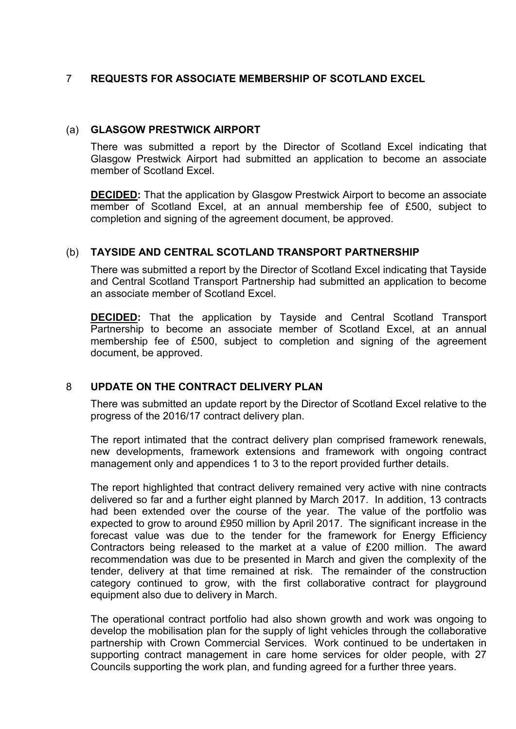## 7 REQUESTS FOR ASSOCIATE MEMBERSHIP OF SCOTLAND EXCEL

### (a) GLASGOW PRESTWICK AIRPORT

There was submitted a report by the Director of Scotland Excel indicating that Glasgow Prestwick Airport had submitted an application to become an associate member of Scotland Excel.

**DECIDED:** That the application by Glasgow Prestwick Airport to become an associate member of Scotland Excel, at an annual membership fee of £500, subject to completion and signing of the agreement document, be approved.

### (b) TAYSIDE AND CENTRAL SCOTLAND TRANSPORT PARTNERSHIP

There was submitted a report by the Director of Scotland Excel indicating that Tayside and Central Scotland Transport Partnership had submitted an application to become an associate member of Scotland Excel.

**DECIDED:** That the application by Tayside and Central Scotland Transport Partnership to become an associate member of Scotland Excel, at an annual membership fee of £500, subject to completion and signing of the agreement document, be approved.

## 8 UPDATE ON THE CONTRACT DELIVERY PLAN

There was submitted an update report by the Director of Scotland Excel relative to the progress of the 2016/17 contract delivery plan.

The report intimated that the contract delivery plan comprised framework renewals, new developments, framework extensions and framework with ongoing contract management only and appendices 1 to 3 to the report provided further details.

The report highlighted that contract delivery remained very active with nine contracts delivered so far and a further eight planned by March 2017. In addition, 13 contracts had been extended over the course of the year. The value of the portfolio was expected to grow to around £950 million by April 2017. The significant increase in the forecast value was due to the tender for the framework for Energy Efficiency Contractors being released to the market at a value of £200 million. The award recommendation was due to be presented in March and given the complexity of the tender, delivery at that time remained at risk. The remainder of the construction category continued to grow, with the first collaborative contract for playground equipment also due to delivery in March.

The operational contract portfolio had also shown growth and work was ongoing to develop the mobilisation plan for the supply of light vehicles through the collaborative partnership with Crown Commercial Services. Work continued to be undertaken in supporting contract management in care home services for older people, with 27 Councils supporting the work plan, and funding agreed for a further three years.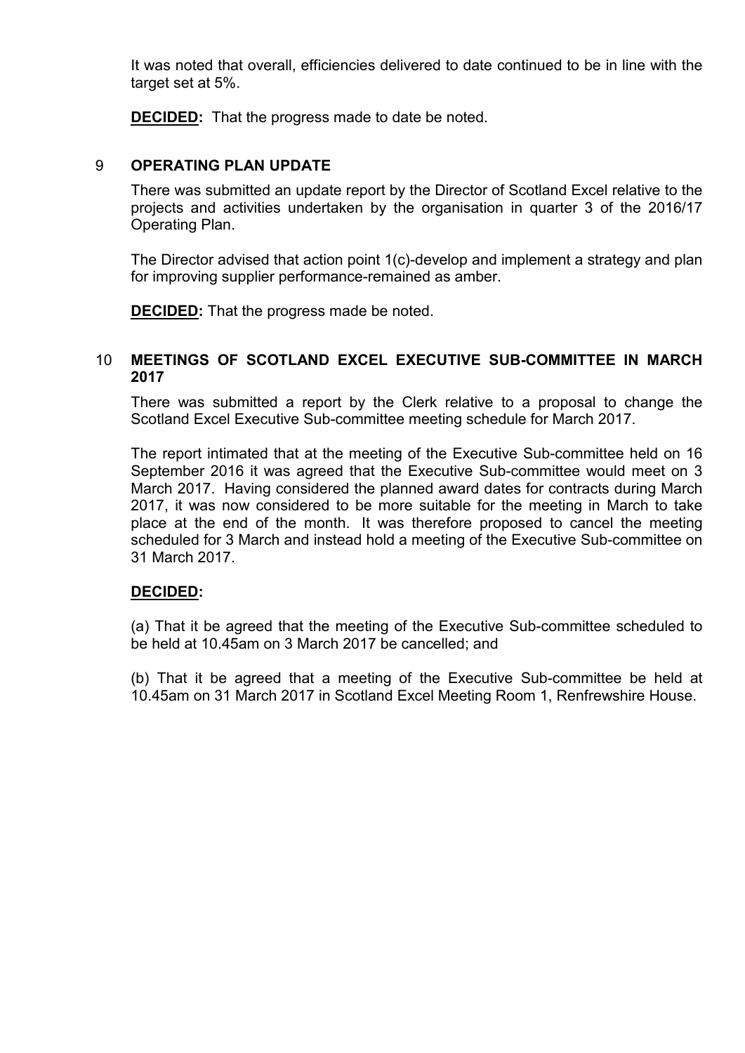It was noted that overall, efficiencies delivered to date continued to be in line with the target set at 5%.

**DECIDED:** That the progress made to date be noted.

## 9 OPERATING PLAN UPDATE

There was submitted an update report by the Director of Scotland Excel relative to the projects and activities undertaken by the organisation in quarter 3 of the 2016/17 Operating Plan.

The Director advised that action point 1(c)-develop and implement a strategy and plan for improving supplier performance-remained as amber.

**DECIDED:** That the progress made be noted.

## 10 MEETINGS OF SCOTLAND EXCEL EXECUTIVE SUB-COMMITTEE IN MARCH 2017

There was submitted a report by the Clerk relative to a proposal to change the Scotland Excel Executive Sub-committee meeting schedule for March 2017.

The report intimated that at the meeting of the Executive Sub-committee held on 16 September 2016 it was agreed that the Executive Sub-committee would meet on 3 March 2017. Having considered the planned award dates for contracts during March 2017, it was now considered to be more suitable for the meeting in March to take place at the end of the month. It was therefore proposed to cancel the meeting scheduled for 3 March and instead hold a meeting of the Executive Sub-committee on 31 March 2017.

**DECIDED:**

(a) That it be agreed that the meeting of the Executive Sub-committee scheduled to be held at 10.45am on 3 March 2017 be cancelled; and

(b) That it be agreed that a meeting of the Executive Sub-committee be held at 10.45am on 31 March 2017 in Scotland Excel Meeting Room 1, Renfrewshire House.